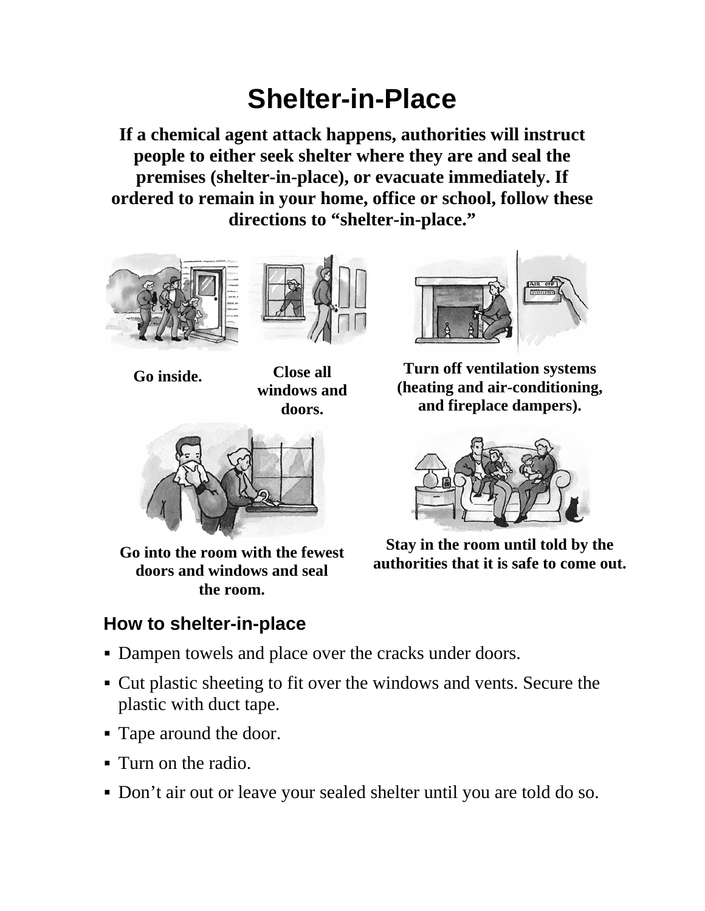# Shelter-in-Place

**If a chemical agent attack happens, authorities will instruct people to either seek shelter where they are and seal the premises (shelter-in-place), or evacuate immediately. If ordered to remain in your home, office or school, follow these directions to "shelter-in-place."**

**Go inside.**

**Close all windows and doors.**

**Turn off ventilation systems (heating and air-conditioning, and fireplace dampers).**

**Go into the room with the fewest doors and windows and seal the room.**

**Stay in the room until told by the authorities that it is safe to come out.**

## How to shelter-in-place

- Dampen towels and place over the cracks under doors.
- Cut plastic sheeting to fit over the windows and vents. Secure the plastic with duct tape.
- Tape around the door.
- Turn on the radio.
- Don't air out or leave your sealed shelter until you are told do so.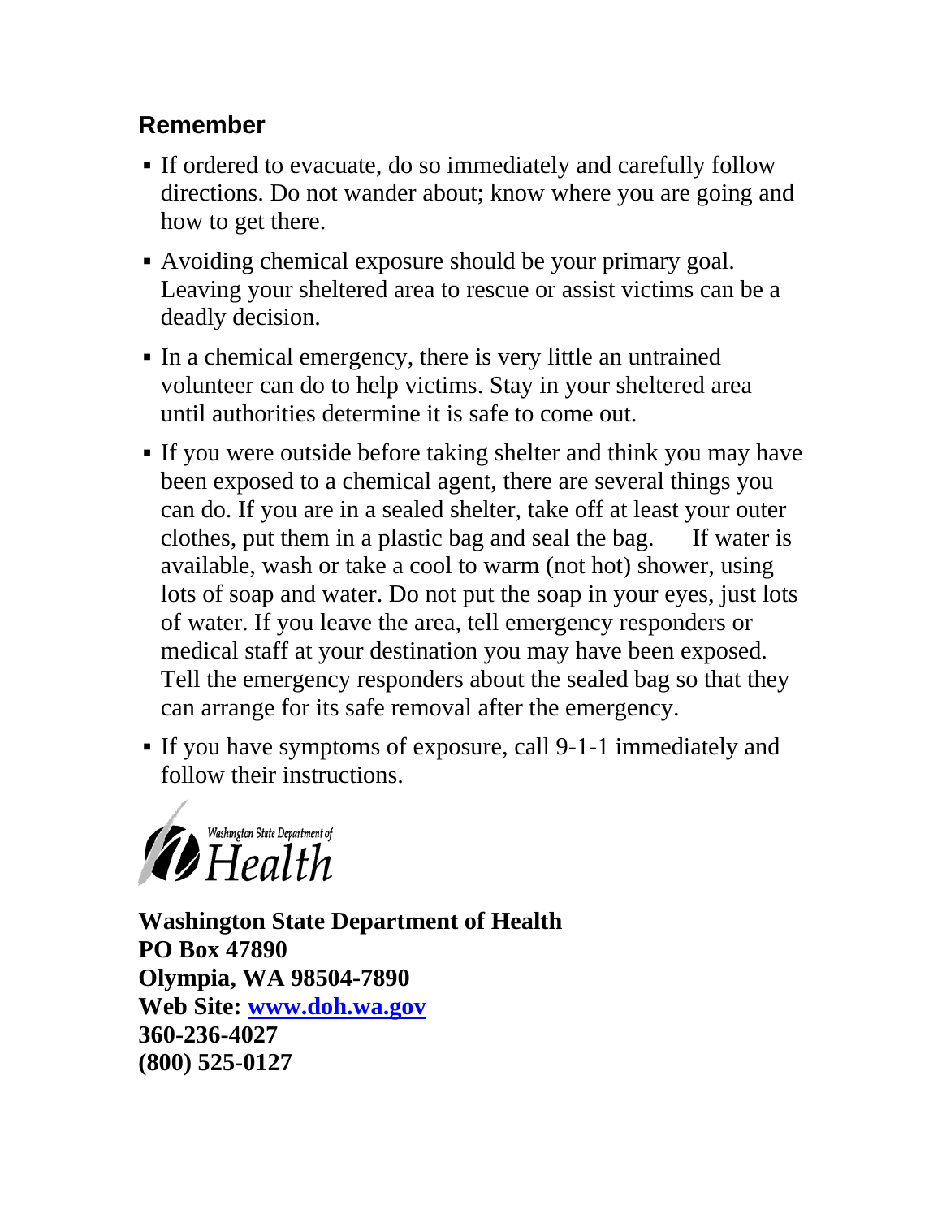## Remember

- If ordered to evacuate, do so immediately and carefully follow directions. Do not wander about; know where you are going and how to get there.
- Avoiding chemical exposure should be your primary goal. Leaving your sheltered area to rescue or assist victims can be a deadly decision.
- In a chemical emergency, there is very little an untrained volunteer can do to help victims. Stay in your sheltered area until authorities determine it is safe to come out.
- If you were outside before taking shelter and think you may have been exposed to a chemical agent, there are several things you can do. If you are in a sealed shelter, take off at least your outer clothes, put them in a plastic bag and seal the bag. If water is available, wash or take a cool to warm (not hot) shower, using lots of soap and water. Do not put the soap in your eyes, just lots of water. If you leave the area, tell emergency responders or medical staff at your destination you may have been exposed. Tell the emergency responders about the sealed bag so that they can arrange for its safe removal after the emergency.
- If you have symptoms of exposure, call 9-1-1 immediately and follow their instructions.

Washington State Department of Health

**Washington State Department of Health**
**PO Box 47890**
**Olympia, WA 98504-7890**
**Web Site: [www.doh.wa.gov](http://www.doh.wa.gov)**
**360-236-4027**
**(800) 525-0127**